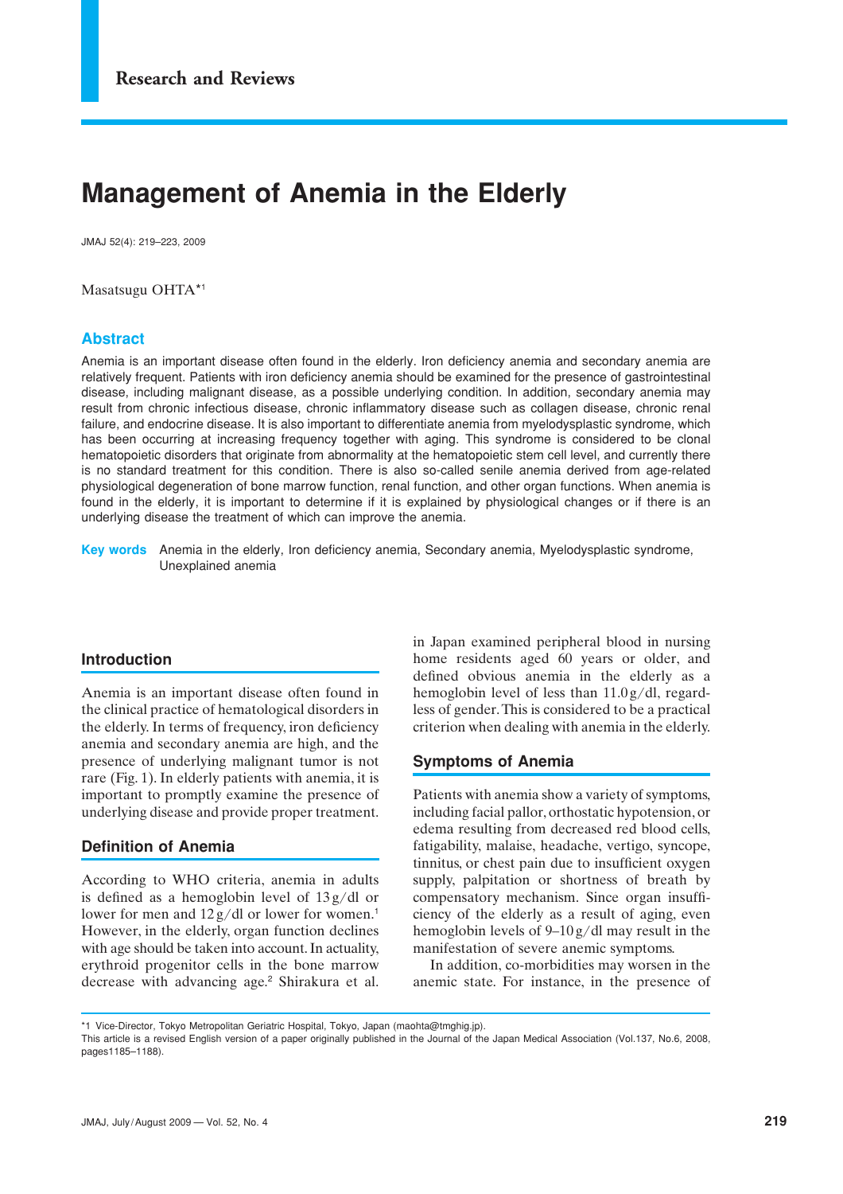Research and Reviews

# Management of Anemia in the Elderly

JMAJ 52(4): 219–223, 2009

Masatsugu OHTA[*1]

## Abstract

Anemia is an important disease often found in the elderly. Iron deficiency anemia and secondary anemia are relatively frequent. Patients with iron deficiency anemia should be examined for the presence of gastrointestinal disease, including malignant disease, as a possible underlying condition. In addition, secondary anemia may result from chronic infectious disease, chronic inflammatory disease such as collagen disease, chronic renal failure, and endocrine disease. It is also important to differentiate anemia from myelodysplastic syndrome, which has been occurring at increasing frequency together with aging. This syndrome is considered to be clonal hematopoietic disorders that originate from abnormality at the hematopoietic stem cell level, and currently there is no standard treatment for this condition. There is also so-called senile anemia derived from age-related physiological degeneration of bone marrow function, renal function, and other organ functions. When anemia is found in the elderly, it is important to determine if it is explained by physiological changes or if there is an underlying disease the treatment of which can improve the anemia.

**Key words** Anemia in the elderly, Iron deficiency anemia, Secondary anemia, Myelodysplastic syndrome, Unexplained anemia

## Introduction

Anemia is an important disease often found in the clinical practice of hematological disorders in the elderly. In terms of frequency, iron deficiency anemia and secondary anemia are high, and the presence of underlying malignant tumor is not rare (Fig. 1). In elderly patients with anemia, it is important to promptly examine the presence of underlying disease and provide proper treatment.

## Definition of Anemia

According to WHO criteria, anemia in adults is defined as a hemoglobin level of 13 g/dl or lower for men and 12 g/dl or lower for women.[1] However, in the elderly, organ function declines with age should be taken into account. In actuality, erythroid progenitor cells in the bone marrow decrease with advancing age.[2] Shirakura et al. in Japan examined peripheral blood in nursing home residents aged 60 years or older, and defined obvious anemia in the elderly as a hemoglobin level of less than 11.0 g/dl, regardless of gender. This is considered to be a practical criterion when dealing with anemia in the elderly.

## Symptoms of Anemia

Patients with anemia show a variety of symptoms, including facial pallor, orthostatic hypotension, or edema resulting from decreased red blood cells, fatigability, malaise, headache, vertigo, syncope, tinnitus, or chest pain due to insufficient oxygen supply, palpitation or shortness of breath by compensatory mechanism. Since organ insufficiency of the elderly as a result of aging, even hemoglobin levels of 9–10 g/dl may result in the manifestation of severe anemic symptoms.

In addition, co-morbidities may worsen in the anemic state. For instance, in the presence of

---

*1 Vice-Director, Tokyo Metropolitan Geriatric Hospital, Tokyo, Japan (maohta@tmghig.jp).

This article is a revised English version of a paper originally published in the Journal of the Japan Medical Association (Vol.137, No.6, 2008, pages1185–1188).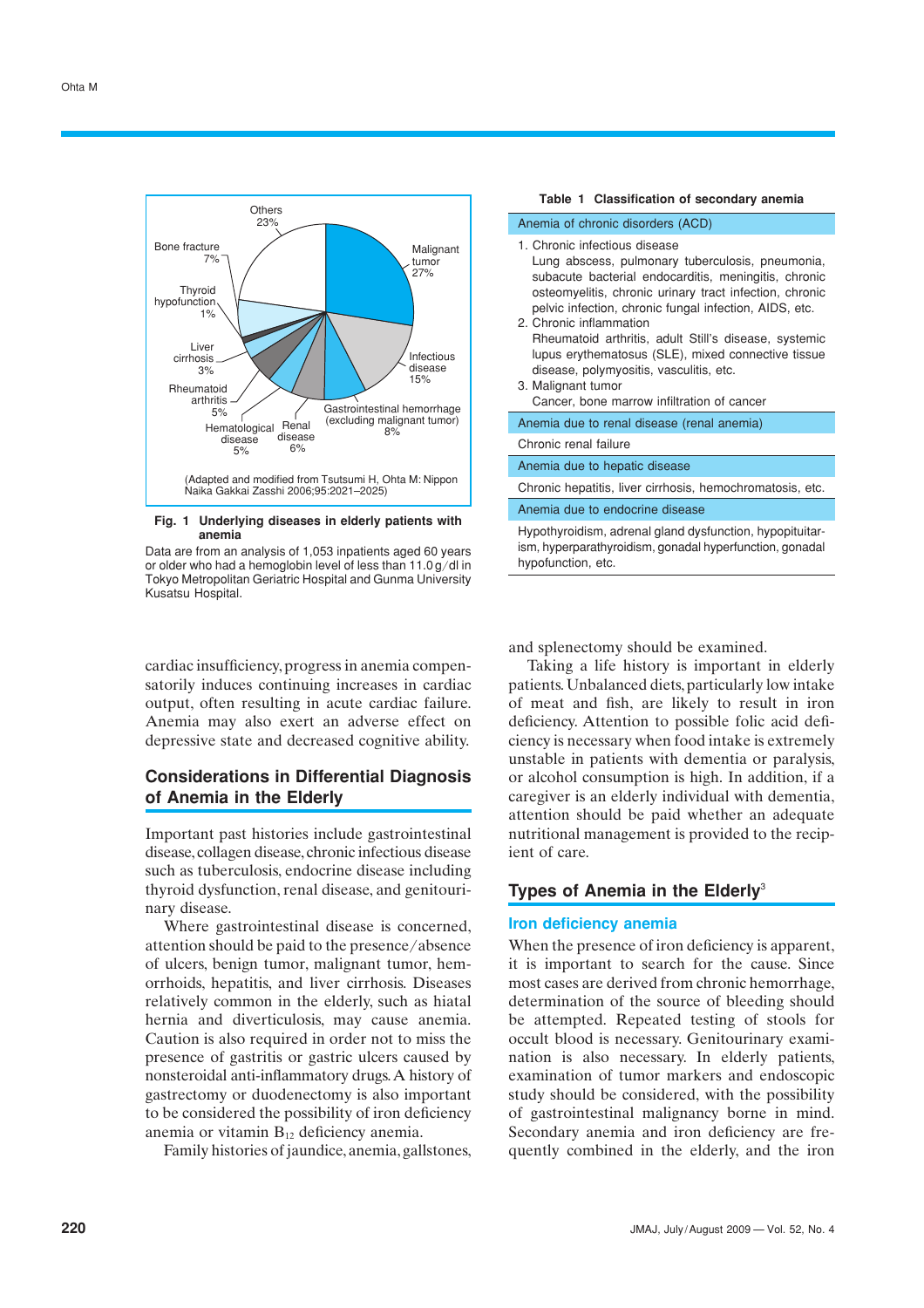Others 23%

Malignant tumor 27%

Infectious disease 15%

Gastrointestinal hemorrhage (excluding malignant tumor) 8%

Renal disease 6%

Hematological disease 5%

Rheumatoid arthritis 5%

Liver cirrhosis 3%

Thyroid hypofunction 1%

Bone fracture 7%

(Adapted and modified from Tsutsumi H, Ohta M: Nippon Naika Gakkai Zasshi 2006;95:2021–2025)

**Fig. 1 Underlying diseases in elderly patients with anemia**

Data are from an analysis of 1,053 inpatients aged 60 years or older who had a hemoglobin level of less than 11.0 g/dl in Tokyo Metropolitan Geriatric Hospital and Gunma University Kusatsu Hospital.

**Table 1 Classification of secondary anemia**

| |
|---|
| Anemia of chronic disorders (ACD) |
| 1. Chronic infectious disease<br>Lung abscess, pulmonary tuberculosis, pneumonia, subacute bacterial endocarditis, meningitis, chronic osteomyelitis, chronic urinary tract infection, chronic pelvic infection, chronic fungal infection, AIDS, etc.<br>2. Chronic inflammation<br>Rheumatoid arthritis, adult Still's disease, systemic lupus erythematosus (SLE), mixed connective tissue disease, polymyositis, vasculitis, etc.<br>3. Malignant tumor<br>Cancer, bone marrow infiltration of cancer |
| Anemia due to renal disease (renal anemia) |
| Chronic renal failure |
| Anemia due to hepatic disease |
| Chronic hepatitis, liver cirrhosis, hemochromatosis, etc. |
| Anemia due to endocrine disease |
| Hypothyroidism, adrenal gland dysfunction, hypopituitarism, hyperparathyroidism, gonadal hyperfunction, gonadal hypofunction, etc. |

cardiac insufficiency, progress in anemia compensatorily induces continuing increases in cardiac output, often resulting in acute cardiac failure. Anemia may also exert an adverse effect on depressive state and decreased cognitive ability.

## Considerations in Differential Diagnosis of Anemia in the Elderly

Important past histories include gastrointestinal disease, collagen disease, chronic infectious disease such as tuberculosis, endocrine disease including thyroid dysfunction, renal disease, and genitourinary disease.

Where gastrointestinal disease is concerned, attention should be paid to the presence/absence of ulcers, benign tumor, malignant tumor, hemorrhoids, hepatitis, and liver cirrhosis. Diseases relatively common in the elderly, such as hiatal hernia and diverticulosis, may cause anemia. Caution is also required in order not to miss the presence of gastritis or gastric ulcers caused by nonsteroidal anti-inflammatory drugs. A history of gastrectomy or duodenectomy is also important to be considered the possibility of iron deficiency anemia or vitamin $B_{12}$ deficiency anemia.

Family histories of jaundice, anemia, gallstones, and splenectomy should be examined.

Taking a life history is important in elderly patients. Unbalanced diets, particularly low intake of meat and fish, are likely to result in iron deficiency. Attention to possible folic acid deficiency is necessary when food intake is extremely unstable in patients with dementia or paralysis, or alcohol consumption is high. In addition, if a caregiver is an elderly individual with dementia, attention should be paid whether an adequate nutritional management is provided to the recipient of care.

## Types of Anemia in the Elderly[3]

### Iron deficiency anemia

When the presence of iron deficiency is apparent, it is important to search for the cause. Since most cases are derived from chronic hemorrhage, determination of the source of bleeding should be attempted. Repeated testing of stools for occult blood is necessary. Genitourinary examination is also necessary. In elderly patients, examination of tumor markers and endoscopic study should be considered, with the possibility of gastrointestinal malignancy borne in mind. Secondary anemia and iron deficiency are frequently combined in the elderly, and the iron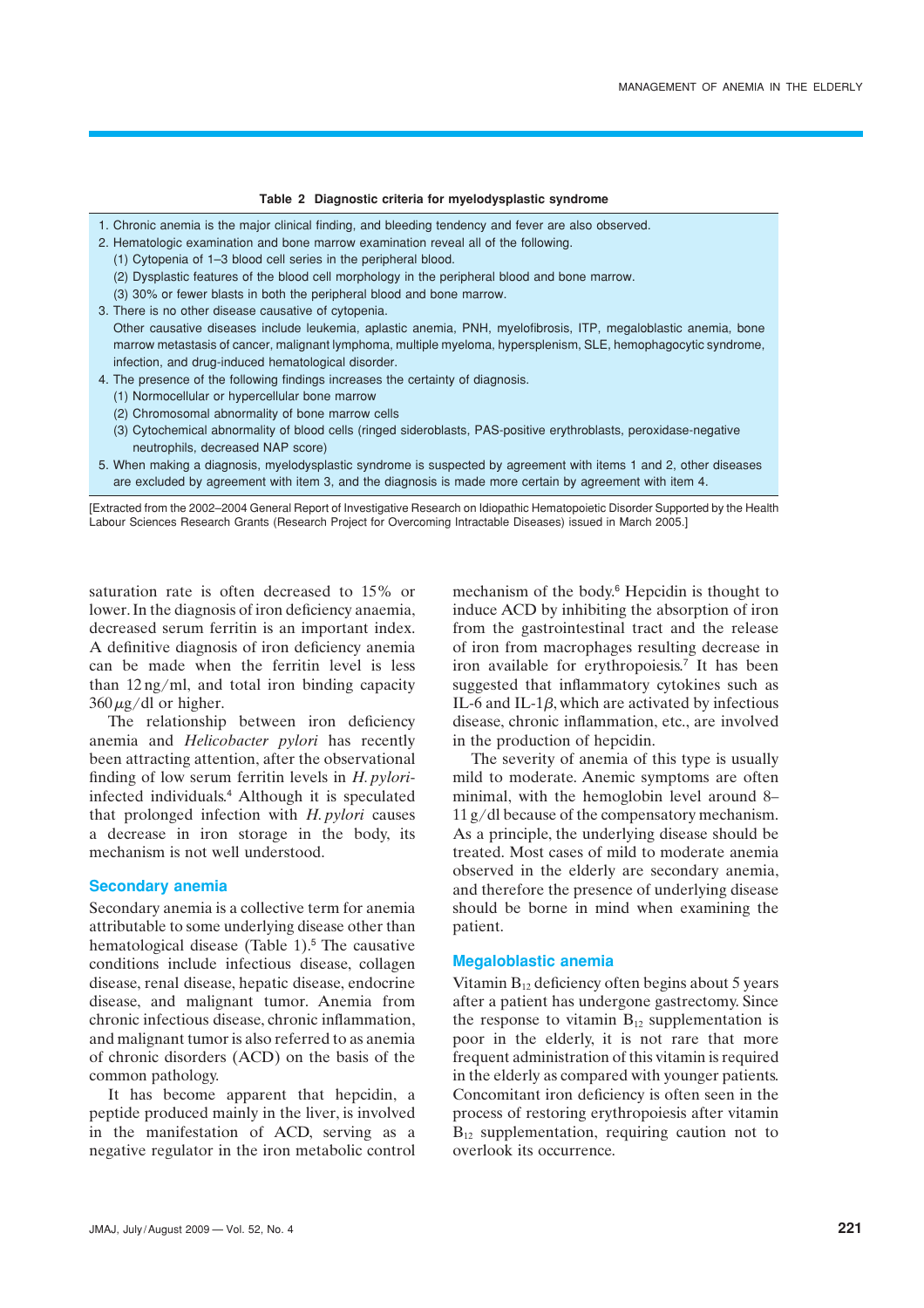**Table 2 Diagnostic criteria for myelodysplastic syndrome**

1. Chronic anemia is the major clinical finding, and bleeding tendency and fever are also observed.
2. Hematologic examination and bone marrow examination reveal all of the following.
   (1) Cytopenia of 1–3 blood cell series in the peripheral blood.
   (2) Dysplastic features of the blood cell morphology in the peripheral blood and bone marrow.
   (3) 30% or fewer blasts in both the peripheral blood and bone marrow.
3. There is no other disease causative of cytopenia.
   Other causative diseases include leukemia, aplastic anemia, PNH, myelofibrosis, ITP, megaloblastic anemia, bone marrow metastasis of cancer, malignant lymphoma, multiple myeloma, hypersplenism, SLE, hemophagocytic syndrome, infection, and drug-induced hematological disorder.
4. The presence of the following findings increases the certainty of diagnosis.
   (1) Normocellular or hypercellular bone marrow
   (2) Chromosomal abnormality of bone marrow cells
   (3) Cytochemical abnormality of blood cells (ringed sideroblasts, PAS-positive erythroblasts, peroxidase-negative neutrophils, decreased NAP score)
5. When making a diagnosis, myelodysplastic syndrome is suspected by agreement with items 1 and 2, other diseases are excluded by agreement with item 3, and the diagnosis is made more certain by agreement with item 4.

[Extracted from the 2002–2004 General Report of Investigative Research on Idiopathic Hematopoietic Disorder Supported by the Health Labour Sciences Research Grants (Research Project for Overcoming Intractable Diseases) issued in March 2005.]

saturation rate is often decreased to 15% or lower. In the diagnosis of iron deficiency anaemia, decreased serum ferritin is an important index. A definitive diagnosis of iron deficiency anemia can be made when the ferritin level is less than 12 ng/ml, and total iron binding capacity 360 μg/dl or higher.

The relationship between iron deficiency anemia and *Helicobacter pylori* has recently been attracting attention, after the observational finding of low serum ferritin levels in *H. pylori*-infected individuals.[4] Although it is speculated that prolonged infection with *H. pylori* causes a decrease in iron storage in the body, its mechanism is not well understood.

## Secondary anemia

Secondary anemia is a collective term for anemia attributable to some underlying disease other than hematological disease (Table 1).[5] The causative conditions include infectious disease, collagen disease, renal disease, hepatic disease, endocrine disease, and malignant tumor. Anemia from chronic infectious disease, chronic inflammation, and malignant tumor is also referred to as anemia of chronic disorders (ACD) on the basis of the common pathology.

It has become apparent that hepcidin, a peptide produced mainly in the liver, is involved in the manifestation of ACD, serving as a negative regulator in the iron metabolic control mechanism of the body.[6] Hepcidin is thought to induce ACD by inhibiting the absorption of iron from the gastrointestinal tract and the release of iron from macrophages resulting decrease in iron available for erythropoiesis.[7] It has been suggested that inflammatory cytokines such as IL-6 and IL-1$\beta$, which are activated by infectious disease, chronic inflammation, etc., are involved in the production of hepcidin.

The severity of anemia of this type is usually mild to moderate. Anemic symptoms are often minimal, with the hemoglobin level around 8–11 g/dl because of the compensatory mechanism. As a principle, the underlying disease should be treated. Most cases of mild to moderate anemia observed in the elderly are secondary anemia, and therefore the presence of underlying disease should be borne in mind when examining the patient.

## Megaloblastic anemia

Vitamin $B_{12}$ deficiency often begins about 5 years after a patient has undergone gastrectomy. Since the response to vitamin $B_{12}$ supplementation is poor in the elderly, it is not rare that more frequent administration of this vitamin is required in the elderly as compared with younger patients. Concomitant iron deficiency is often seen in the process of restoring erythropoiesis after vitamin $B_{12}$ supplementation, requiring caution not to overlook its occurrence.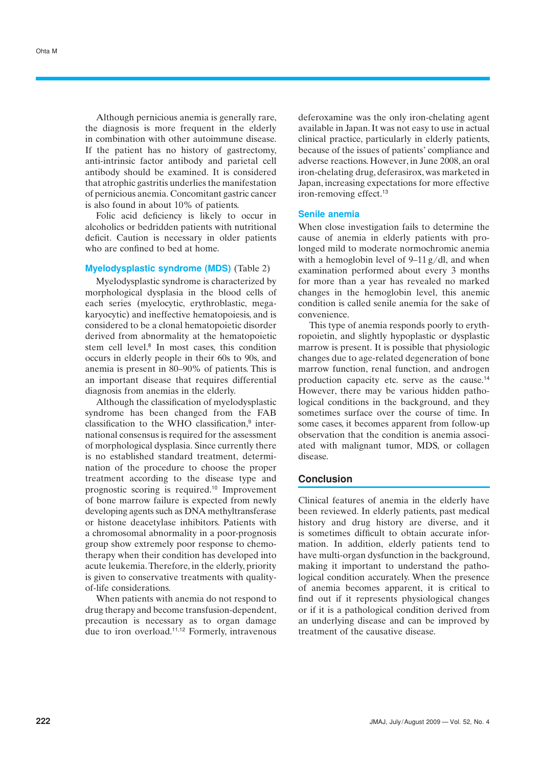Although pernicious anemia is generally rare, the diagnosis is more frequent in the elderly in combination with other autoimmune disease. If the patient has no history of gastrectomy, anti-intrinsic factor antibody and parietal cell antibody should be examined. It is considered that atrophic gastritis underlies the manifestation of pernicious anemia. Concomitant gastric cancer is also found in about 10% of patients.

Folic acid deficiency is likely to occur in alcoholics or bedridden patients with nutritional deficit. Caution is necessary in older patients who are confined to bed at home.

### Myelodysplastic syndrome (MDS) (Table 2)

Myelodysplastic syndrome is characterized by morphological dysplasia in the blood cells of each series (myelocytic, erythroblastic, megakaryocytic) and ineffective hematopoiesis, and is considered to be a clonal hematopoietic disorder derived from abnormality at the hematopoietic stem cell level.[8] In most cases, this condition occurs in elderly people in their 60s to 90s, and anemia is present in 80–90% of patients. This is an important disease that requires differential diagnosis from anemias in the elderly.

Although the classification of myelodysplastic syndrome has been changed from the FAB classification to the WHO classification,[9] international consensus is required for the assessment of morphological dysplasia. Since currently there is no established standard treatment, determination of the procedure to choose the proper treatment according to the disease type and prognostic scoring is required.[10] Improvement of bone marrow failure is expected from newly developing agents such as DNA methyltransferase or histone deacetylase inhibitors. Patients with a chromosomal abnormality in a poor-prognosis group show extremely poor response to chemotherapy when their condition has developed into acute leukemia. Therefore, in the elderly, priority is given to conservative treatments with quality-of-life considerations.

When patients with anemia do not respond to drug therapy and become transfusion-dependent, precaution is necessary as to organ damage due to iron overload.[11,12] Formerly, intravenous deferoxamine was the only iron-chelating agent available in Japan. It was not easy to use in actual clinical practice, particularly in elderly patients, because of the issues of patients' compliance and adverse reactions. However, in June 2008, an oral iron-chelating drug, deferasirox, was marketed in Japan, increasing expectations for more effective iron-removing effect.[13]

### Senile anemia

When close investigation fails to determine the cause of anemia in elderly patients with prolonged mild to moderate normochromic anemia with a hemoglobin level of 9–11 g/dl, and when examination performed about every 3 months for more than a year has revealed no marked changes in the hemoglobin level, this anemic condition is called senile anemia for the sake of convenience.

This type of anemia responds poorly to erythropoietin, and slightly hypoplastic or dysplastic marrow is present. It is possible that physiologic changes due to age-related degeneration of bone marrow function, renal function, and androgen production capacity etc. serve as the cause.[14] However, there may be various hidden pathological conditions in the background, and they sometimes surface over the course of time. In some cases, it becomes apparent from follow-up observation that the condition is anemia associated with malignant tumor, MDS, or collagen disease.

## Conclusion

Clinical features of anemia in the elderly have been reviewed. In elderly patients, past medical history and drug history are diverse, and it is sometimes difficult to obtain accurate information. In addition, elderly patients tend to have multi-organ dysfunction in the background, making it important to understand the pathological condition accurately. When the presence of anemia becomes apparent, it is critical to find out if it represents physiological changes or if it is a pathological condition derived from an underlying disease and can be improved by treatment of the causative disease.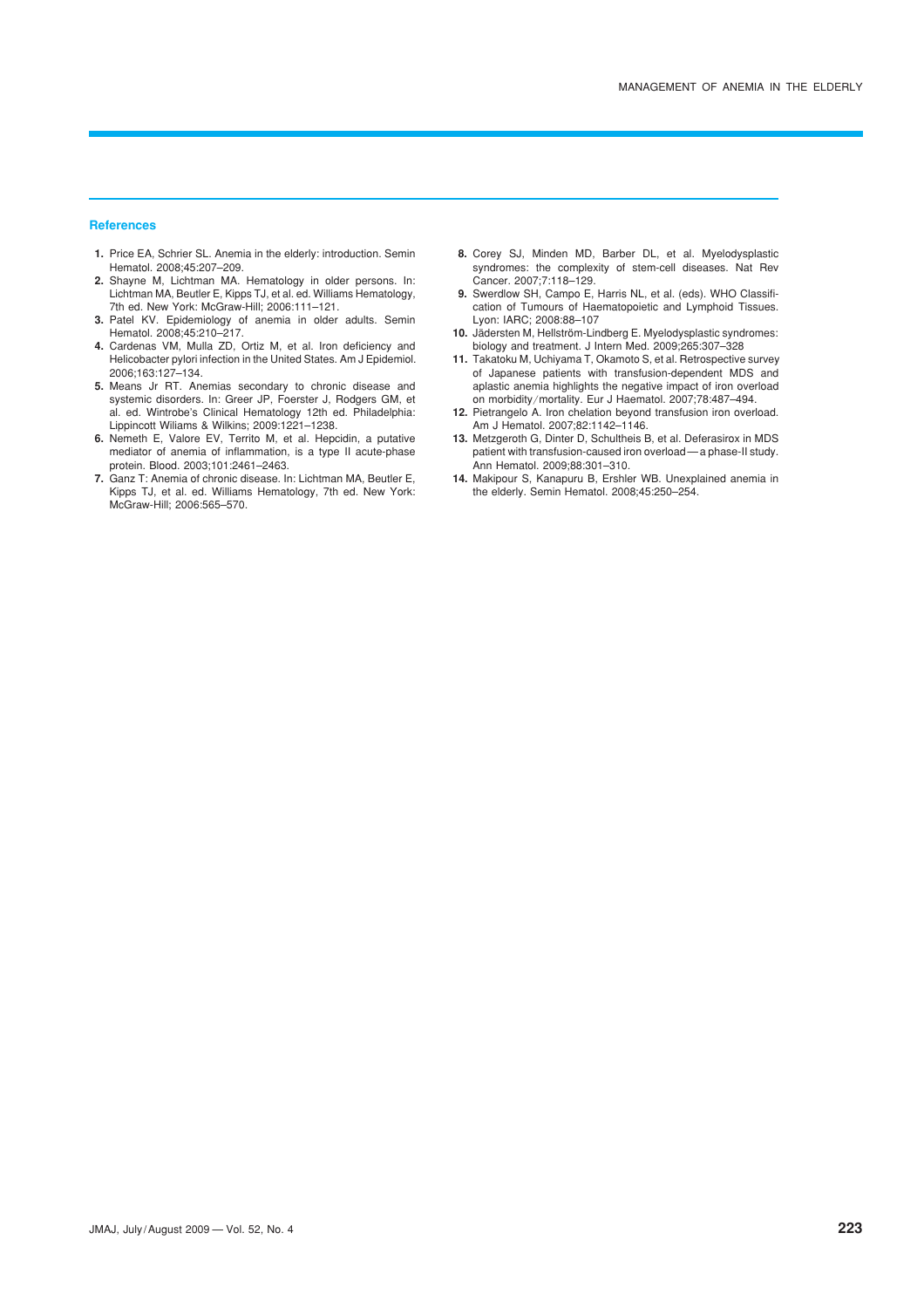## References

1. Price EA, Schrier SL. Anemia in the elderly: introduction. Semin Hematol. 2008;45:207–209.
2. Shayne M, Lichtman MA. Hematology in older persons. In: Lichtman MA, Beutler E, Kipps TJ, et al. ed. Williams Hematology, 7th ed. New York: McGraw-Hill; 2006:111–121.
3. Patel KV. Epidemiology of anemia in older adults. Semin Hematol. 2008;45:210–217.
4. Cardenas VM, Mulla ZD, Ortiz M, et al. Iron deficiency and Helicobacter pylori infection in the United States. Am J Epidemiol. 2006;163:127–134.
5. Means Jr RT. Anemias secondary to chronic disease and systemic disorders. In: Greer JP, Foerster J, Rodgers GM, et al. ed. Wintrobe's Clinical Hematology 12th ed. Philadelphia: Lippincott Wiliams & Wilkins; 2009:1221–1238.
6. Nemeth E, Valore EV, Territo M, et al. Hepcidin, a putative mediator of anemia of inflammation, is a type II acute-phase protein. Blood. 2003;101:2461–2463.
7. Ganz T: Anemia of chronic disease. In: Lichtman MA, Beutler E, Kipps TJ, et al. ed. Williams Hematology, 7th ed. New York: McGraw-Hill; 2006:565–570.
8. Corey SJ, Minden MD, Barber DL, et al. Myelodysplastic syndromes: the complexity of stem-cell diseases. Nat Rev Cancer. 2007;7:118–129.
9. Swerdlow SH, Campo E, Harris NL, et al. (eds). WHO Classification of Tumours of Haematopoietic and Lymphoid Tissues. Lyon: IARC; 2008:88–107
10. Jädersten M, Hellström-Lindberg E. Myelodysplastic syndromes: biology and treatment. J Intern Med. 2009;265:307–328
11. Takatoku M, Uchiyama T, Okamoto S, et al. Retrospective survey of Japanese patients with transfusion-dependent MDS and aplastic anemia highlights the negative impact of iron overload on morbidity/mortality. Eur J Haematol. 2007;78:487–494.
12. Pietrangelo A. Iron chelation beyond transfusion iron overload. Am J Hematol. 2007;82:1142–1146.
13. Metzgeroth G, Dinter D, Schultheis B, et al. Deferasirox in MDS patient with transfusion-caused iron overload—a phase-II study. Ann Hematol. 2009;88:301–310.
14. Makipour S, Kanapuru B, Ershler WB. Unexplained anemia in the elderly. Semin Hematol. 2008;45:250–254.